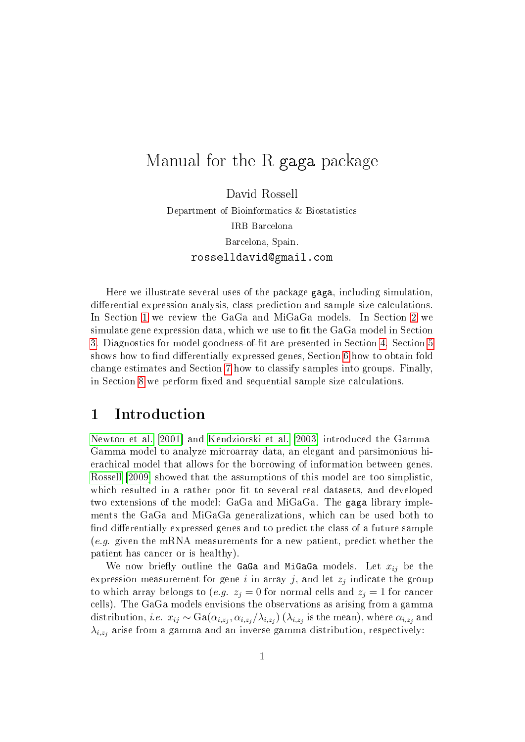# Manual for the R gaga package

David Rossell

Department of Bioinformatics & Biostatistics

IRB Barcelona

Barcelona, Spain.

`rosselldavid@gmail.com`

Here we illustrate several uses of the package gaga, including simulation, differential expression analysis, class prediction and sample size calculations. In Section 1 we review the GaGa and MiGaGa models. In Section 2 we simulate gene expression data, which we use to fit the GaGa model in Section 3. Diagnostics for model goodness-of-fit are presented in Section 4. Section 5 shows how to find differentially expressed genes, Section 6 how to obtain fold change estimates and Section 7 how to classify samples into groups. Finally, in Section 8 we perform fixed and sequential sample size calculations.

## 1 Introduction

Newton et al. [2001] and Kendziorski et al. [2003] introduced the Gamma-Gamma model to analyze microarray data, an elegant and parsimonious hierachical model that allows for the borrowing of information between genes. Rossell [2009] showed that the assumptions of this model are too simplistic, which resulted in a rather poor fit to several real datasets, and developed two extensions of the model: GaGa and MiGaGa. The gaga library implements the GaGa and MiGaGa generalizations, which can be used both to find differentially expressed genes and to predict the class of a future sample (*e.g.* given the mRNA measurements for a new patient, predict whether the patient has cancer or is healthy).

We now briefly outline the `GaGa` and `MiGaGa` models. Let $x_{ij}$ be the expression measurement for gene $i$ in array $j$, and let $z_j$ indicate the group to which array belongs to (*e.g.* $z_j = 0$ for normal cells and $z_j = 1$ for cancer cells). The GaGa models envisions the observations as arising from a gamma distribution, *i.e.* $x_{ij} \sim \text{Ga}(\alpha_{i,z_j}, \alpha_{i,z_j}/\lambda_{i,z_j})$ ($\lambda_{i,z_j}$ is the mean), where $\alpha_{i,z_j}$ and $\lambda_{i,z_j}$ arise from a gamma and an inverse gamma distribution, respectively: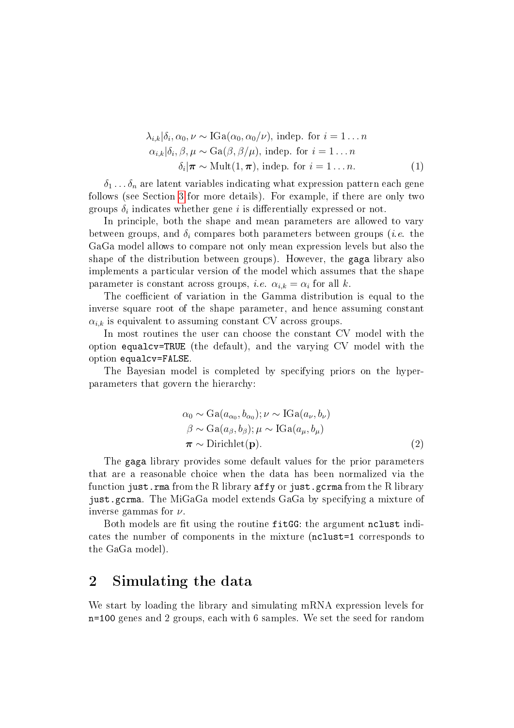$$
\begin{aligned}
\lambda_{i,k}|\delta_i, \alpha_0, \nu &\sim \text{IGa}(\alpha_0, \alpha_0/\nu), \text{ indep. for } i = 1 \ldots n \\
\alpha_{i,k}|\delta_i, \beta, \mu &\sim \text{Ga}(\beta, \beta/\mu), \text{ indep. for } i = 1 \ldots n \\
\delta_i|\boldsymbol{\pi} &\sim \text{Mult}(1, \boldsymbol{\pi}), \text{ indep. for } i = 1 \ldots n.
\end{aligned} \tag{1}
$$

$\delta_1 \ldots \delta_n$ are latent variables indicating what expression pattern each gene follows (see Section 3 for more details). For example, if there are only two groups $\delta_i$ indicates whether gene $i$ is differentially expressed or not.

In principle, both the shape and mean parameters are allowed to vary between groups, and $\delta_i$ compares both parameters between groups (*i.e.* the GaGa model allows to compare not only mean expression levels but also the shape of the distribution between groups). However, the `gaga` library also implements a particular version of the model which assumes that the shape parameter is constant across groups, *i.e.* $\alpha_{i,k} = \alpha_i$ for all $k$.

The coefficient of variation in the Gamma distribution is equal to the inverse square root of the shape parameter, and hence assuming constant $\alpha_{i,k}$ is equivalent to assuming constant CV across groups.

In most routines the user can choose the constant CV model with the option `equalcv=TRUE` (the default), and the varying CV model with the option `equalcv=FALSE`.

The Bayesian model is completed by specifying priors on the hyper-parameters that govern the hierarchy:

$$
\begin{aligned}
\alpha_0 &\sim \text{Ga}(a_{\alpha_0}, b_{\alpha_0}); \nu \sim \text{IGa}(a_\nu, b_\nu) \\
\beta &\sim \text{Ga}(a_\beta, b_\beta); \mu \sim \text{IGa}(a_\mu, b_\mu) \\
\boldsymbol{\pi} &\sim \text{Dirichlet}(\mathbf{p}).
\end{aligned} \tag{2}
$$

The `gaga` library provides some default values for the prior parameters that are a reasonable choice when the data has been normalized via the function `just.rma` from the R library `affy` or `just.gcrma` from the R library `just.gcrma`. The MiGaGa model extends GaGa by specifying a mixture of inverse gammas for $\nu$.

Both models are fit using the routine `fitGG`: the argument `nclust` indicates the number of components in the mixture (`nclust=1` corresponds to the GaGa model).

## 2 Simulating the data

We start by loading the library and simulating mRNA expression levels for `n=100` genes and 2 groups, each with 6 samples. We set the seed for random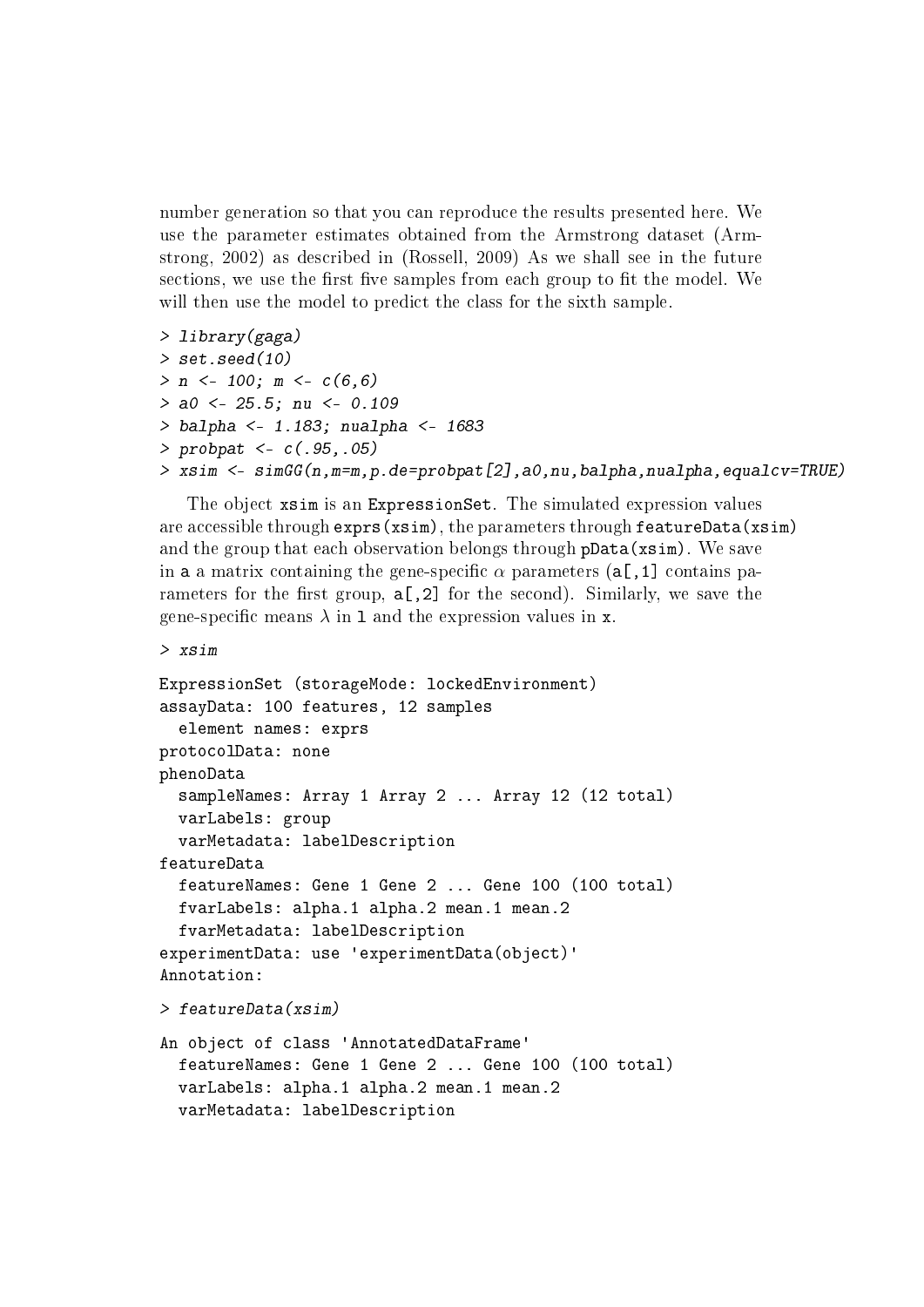number generation so that you can reproduce the results presented here. We use the parameter estimates obtained from the Armstrong dataset (Armstrong, 2002) as described in (Rossell, 2009) As we shall see in the future sections, we use the first five samples from each group to fit the model. We will then use the model to predict the class for the sixth sample.

```
> library(gaga)
> set.seed(10)
> n <- 100; m <- c(6,6)
> a0 <- 25.5; nu <- 0.109
> balpha <- 1.183; nualpha <- 1683
> probpat <- c(.95,.05)
> xsim <- simGG(n,m=m,p.de=probpat[2],a0,nu,balpha,nualpha,equalcv=TRUE)
```

The object `xsim` is an `ExpressionSet`. The simulated expression values are accessible through `exprs(xsim)`, the parameters through `featureData(xsim)` and the group that each observation belongs through `pData(xsim)`. We save in `a` a matrix containing the gene-specific $\alpha$ parameters (`a[,1]` contains parameters for the first group, `a[,2]` for the second). Similarly, we save the gene-specific means $\lambda$ in `l` and the expression values in `x`.

```
> xsim

ExpressionSet (storageMode: lockedEnvironment)
assayData: 100 features, 12 samples
  element names: exprs
protocolData: none
phenoData
  sampleNames: Array 1 Array 2 ... Array 12 (12 total)
  varLabels: group
  varMetadata: labelDescription
featureData
  featureNames: Gene 1 Gene 2 ... Gene 100 (100 total)
  fvarLabels: alpha.1 alpha.2 mean.1 mean.2
  fvarMetadata: labelDescription
experimentData: use 'experimentData(object)'
Annotation:

> featureData(xsim)

An object of class 'AnnotatedDataFrame'
  featureNames: Gene 1 Gene 2 ... Gene 100 (100 total)
  varLabels: alpha.1 alpha.2 mean.1 mean.2
  varMetadata: labelDescription
```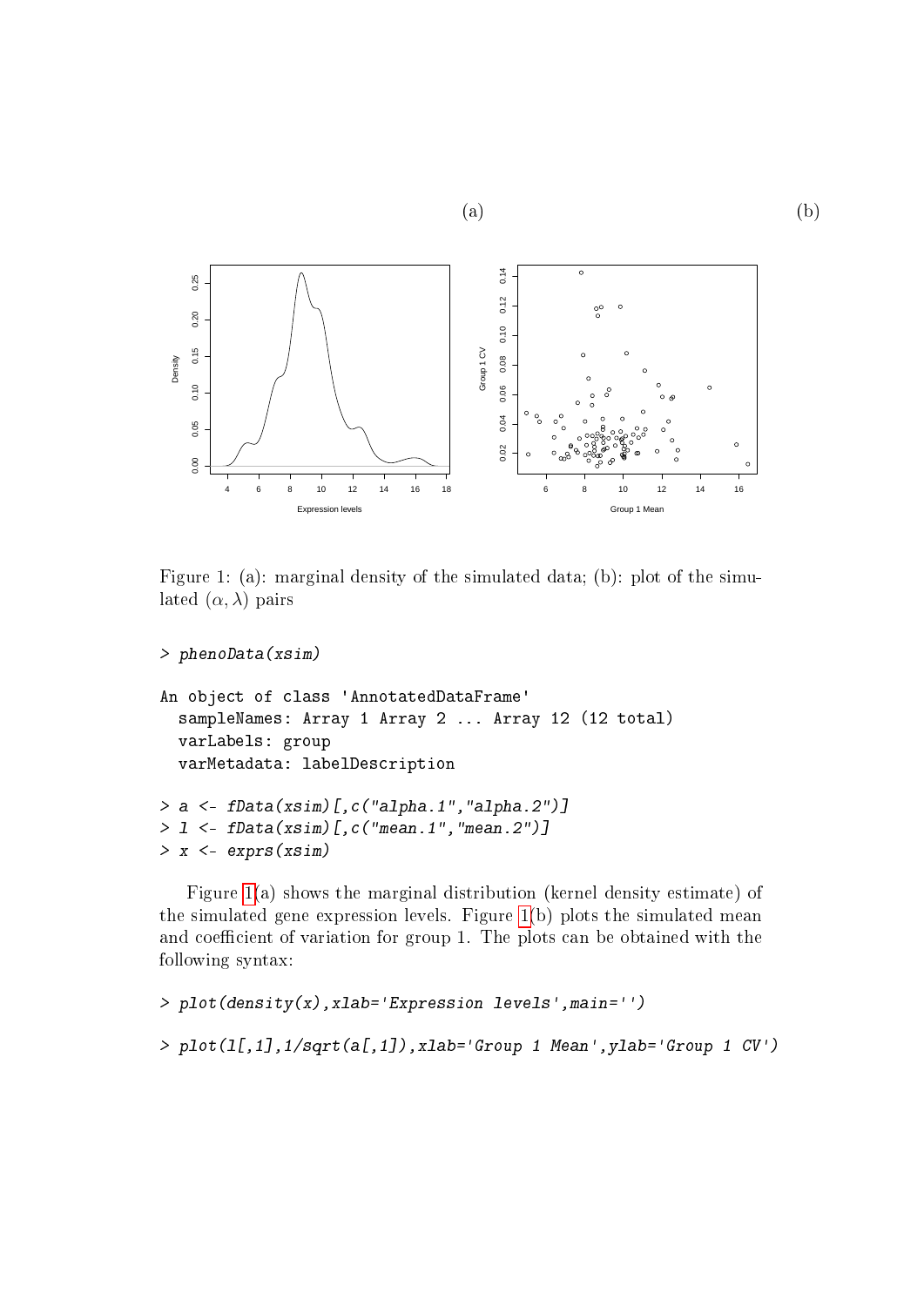(a) (b)

Figure 1: (a): marginal density of the simulated data; (b): plot of the simulated $(\alpha, \lambda)$ pairs

```
> phenoData(xsim)

An object of class 'AnnotatedDataFrame'
  sampleNames: Array 1 Array 2 ... Array 12 (12 total)
  varLabels: group
  varMetadata: labelDescription

> a <- fData(xsim)[,c("alpha.1","alpha.2")]
> l <- fData(xsim)[,c("mean.1","mean.2")]
> x <- exprs(xsim)
```

Figure 1(a) shows the marginal distribution (kernel density estimate) of the simulated gene expression levels. Figure 1(b) plots the simulated mean and coefficient of variation for group 1. The plots can be obtained with the following syntax:

```
> plot(density(x),xlab='Expression levels',main='')

> plot(l[,1],1/sqrt(a[,1]),xlab='Group 1 Mean',ylab='Group 1 CV')
```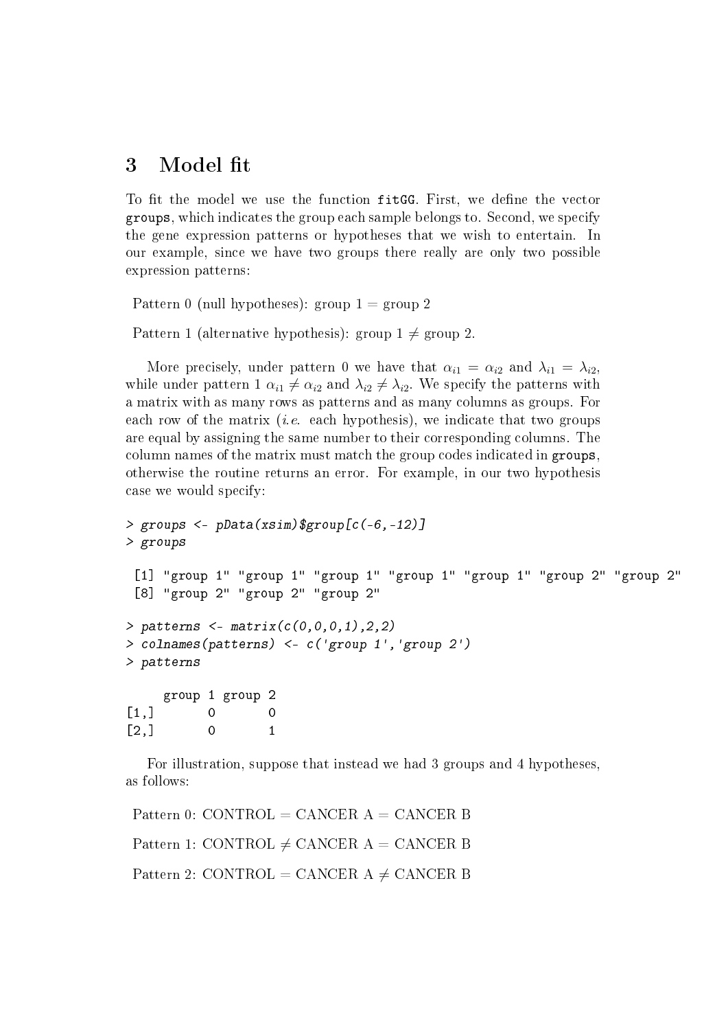## 3 Model fit

To fit the model we use the function fitGG. First, we define the vector groups, which indicates the group each sample belongs to. Second, we specify the gene expression patterns or hypotheses that we wish to entertain. In our example, since we have two groups there really are only two possible expression patterns:

Pattern 0 (null hypotheses): group 1 = group 2

Pattern 1 (alternative hypothesis): group 1 $\neq$ group 2.

More precisely, under pattern 0 we have that $\alpha_{i1} = \alpha_{i2}$ and $\lambda_{i1} = \lambda_{i2}$, while under pattern 1 $\alpha_{i1} \neq \alpha_{i2}$ and $\lambda_{i2} \neq \lambda_{i2}$. We specify the patterns with a matrix with as many rows as patterns and as many columns as groups. For each row of the matrix (*i.e.* each hypothesis), we indicate that two groups are equal by assigning the same number to their corresponding columns. The column names of the matrix must match the group codes indicated in groups, otherwise the routine returns an error. For example, in our two hypothesis case we would specify:

```
> groups <- pData(xsim)$group[c(-6,-12)]
> groups

 [1] "group 1" "group 1" "group 1" "group 1" "group 1" "group 2" "group 2"
 [8] "group 2" "group 2" "group 2"

> patterns <- matrix(c(0,0,0,1),2,2)
> colnames(patterns) <- c('group 1','group 2')
> patterns

     group 1 group 2
[1,]       0       0
[2,]       0       1
```

For illustration, suppose that instead we had 3 groups and 4 hypotheses, as follows:

Pattern 0: CONTROL = CANCER A = CANCER B

Pattern 1: CONTROL $\neq$ CANCER A = CANCER B

Pattern 2: CONTROL = CANCER A $\neq$ CANCER B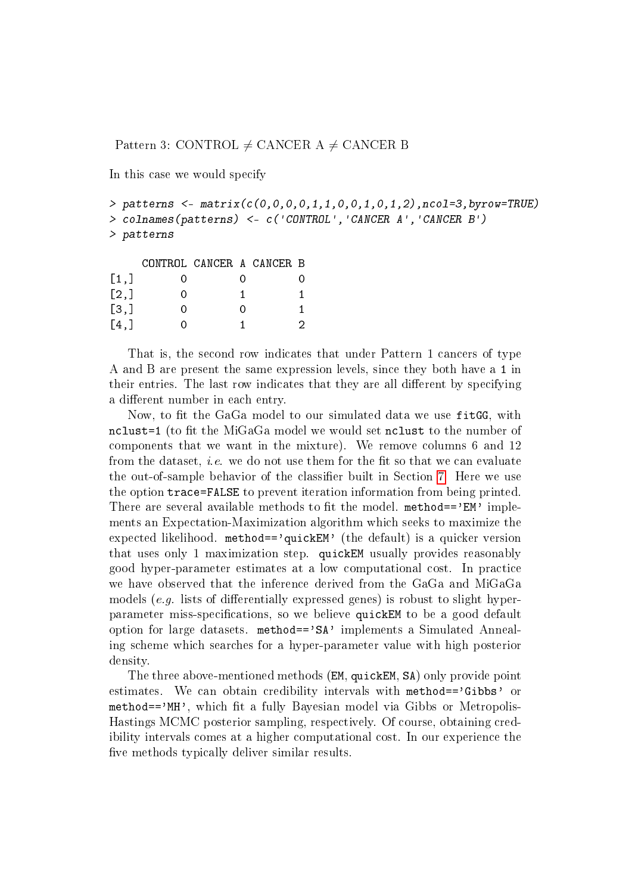Pattern 3: CONTROL $\neq$ CANCER A $\neq$ CANCER B

In this case we would specify

```
> patterns <- matrix(c(0,0,0,0,1,1,0,0,1,0,1,2),ncol=3,byrow=TRUE)
> colnames(patterns) <- c('CONTROL','CANCER A','CANCER B')
> patterns

     CONTROL CANCER A CANCER B
[1,]       0        0        0
[2,]       0        1        1
[3,]       0        0        1
[4,]       0        1        2
```

That is, the second row indicates that under Pattern 1 cancers of type A and B are present the same expression levels, since they both have a `1` in their entries. The last row indicates that they are all different by specifying a different number in each entry.

Now, to fit the GaGa model to our simulated data we use `fitGG`, with `nclust=1` (to fit the MiGaGa model we would set `nclust` to the number of components that we want in the mixture). We remove columns 6 and 12 from the dataset, *i.e.* we do not use them for the fit so that we can evaluate the out-of-sample behavior of the classifier built in Section 7. Here we use the option `trace=FALSE` to prevent iteration information from being printed. There are several available methods to fit the model. `method=='EM'` implements an Expectation-Maximization algorithm which seeks to maximize the expected likelihood. `method=='quickEM'` (the default) is a quicker version that uses only 1 maximization step. `quickEM` usually provides reasonably good hyper-parameter estimates at a low computational cost. In practice we have observed that the inference derived from the GaGa and MiGaGa models (*e.g.* lists of differentially expressed genes) is robust to slight hyper-parameter miss-specifications, so we believe `quickEM` to be a good default option for large datasets. `method=='SA'` implements a Simulated Annealing scheme which searches for a hyper-parameter value with high posterior density.

The three above-mentioned methods (`EM`, `quickEM`, `SA`) only provide point estimates. We can obtain credibility intervals with `method=='Gibbs'` or `method=='MH'`, which fit a fully Bayesian model via Gibbs or Metropolis-Hastings MCMC posterior sampling, respectively. Of course, obtaining credibility intervals comes at a higher computational cost. In our experience the five methods typically deliver similar results.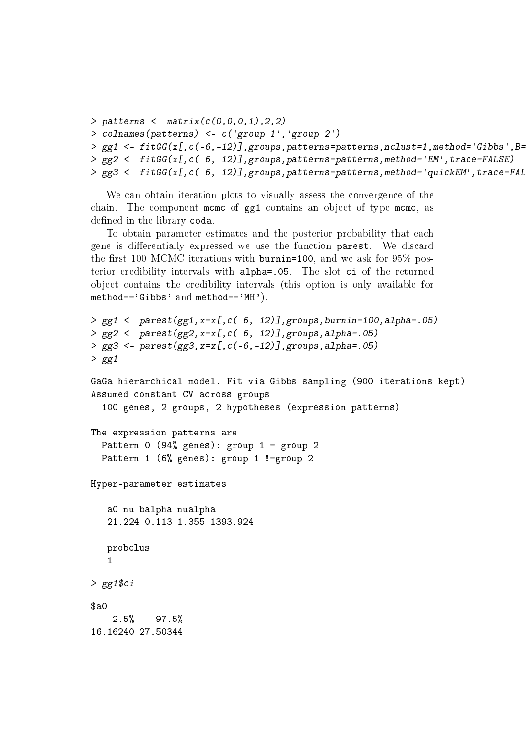```
> patterns <- matrix(c(0,0,0,1),2,2)
> colnames(patterns) <- c('group 1','group 2')
> gg1 <- fitGG(x[,c(-6,-12)],groups,patterns=patterns,nclust=1,method='Gibbs',B=
> gg2 <- fitGG(x[,c(-6,-12)],groups,patterns=patterns,method='EM',trace=FALSE)
> gg3 <- fitGG(x[,c(-6,-12)],groups,patterns=patterns,method='quickEM',trace=FAL
```

We can obtain iteration plots to visually assess the convergence of the chain. The component `mcmc` of `gg1` contains an object of type `mcmc`, as defined in the library `coda`.

To obtain parameter estimates and the posterior probability that each gene is differentially expressed we use the function `parest`. We discard the first 100 MCMC iterations with `burnin=100`, and we ask for 95% posterior credibility intervals with `alpha=.05`. The slot `ci` of the returned object contains the credibility intervals (this option is only available for `method=='Gibbs'` and `method=='MH'`).

```
> gg1 <- parest(gg1,x=x[,c(-6,-12)],groups,burnin=100,alpha=.05)
> gg2 <- parest(gg2,x=x[,c(-6,-12)],groups,alpha=.05)
> gg3 <- parest(gg3,x=x[,c(-6,-12)],groups,alpha=.05)
> gg1

GaGa hierarchical model. Fit via Gibbs sampling (900 iterations kept)
Assumed constant CV across groups
  100 genes, 2 groups, 2 hypotheses (expression patterns)

The expression patterns are
  Pattern 0 (94% genes): group 1 = group 2
  Pattern 1 (6% genes): group 1 !=group 2

Hyper-parameter estimates

   a0 nu balpha nualpha
   21.224 0.113 1.355 1393.924

   probclus
   1

> gg1$ci

$a0
    2.5%    97.5%
16.16240 27.50344
```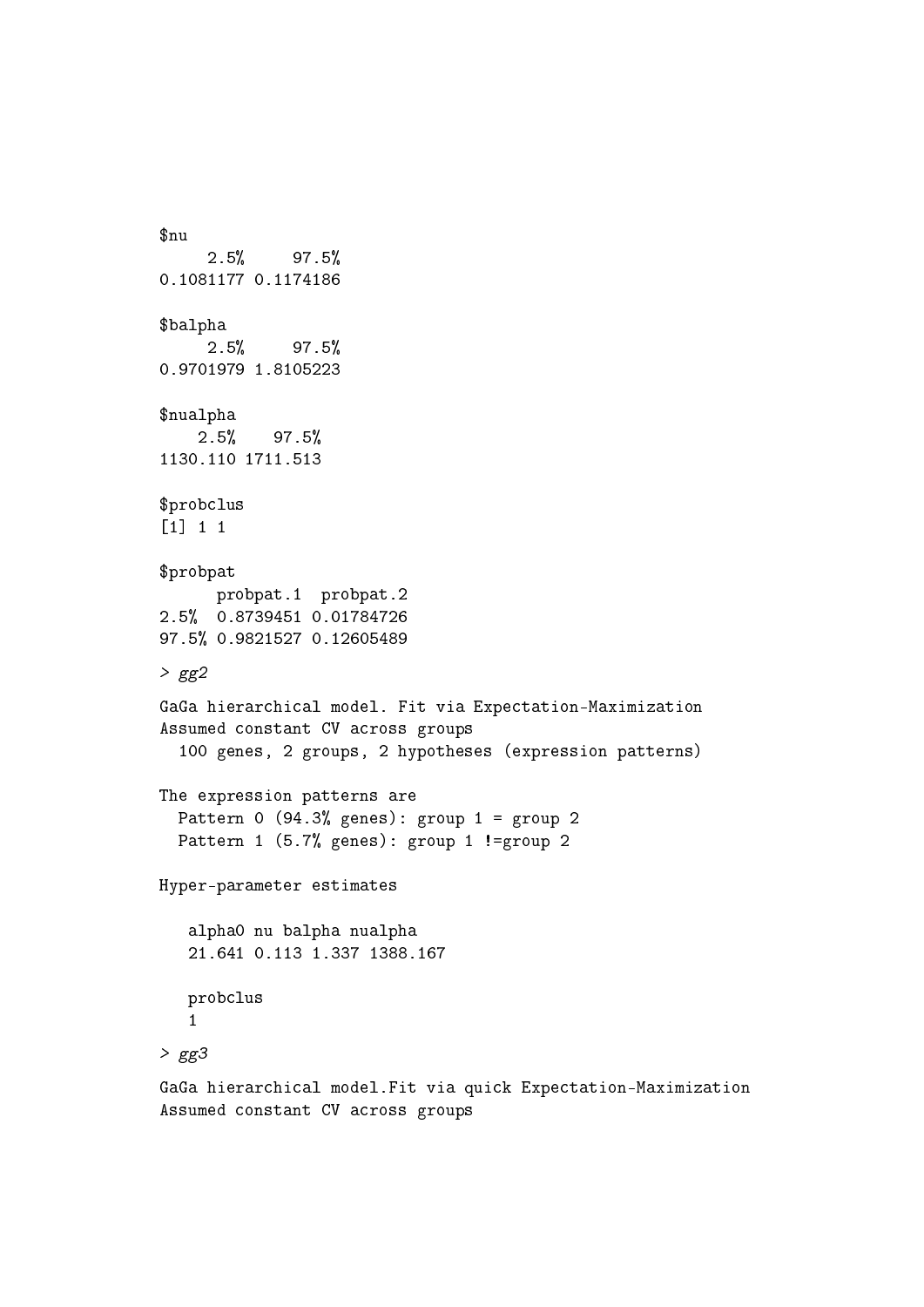```
$nu
     2.5%     97.5%
0.1081177 0.1174186

$balpha
     2.5%     97.5%
0.9701979 1.8105223

$nualpha
    2.5%    97.5%
1130.110 1711.513

$probclus
[1] 1 1

$probpat
      probpat.1  probpat.2
2.5%  0.8739451 0.01784726
97.5% 0.9821527 0.12605489
```

```
> gg2
```

```
GaGa hierarchical model. Fit via Expectation-Maximization
Assumed constant CV across groups
  100 genes, 2 groups, 2 hypotheses (expression patterns)

The expression patterns are
  Pattern 0 (94.3% genes): group 1 = group 2
  Pattern 1 (5.7% genes): group 1 !=group 2

Hyper-parameter estimates

   alpha0 nu balpha nualpha
   21.641 0.113 1.337 1388.167

   probclus
   1
```

```
> gg3
```

```
GaGa hierarchical model.Fit via quick Expectation-Maximization
Assumed constant CV across groups
```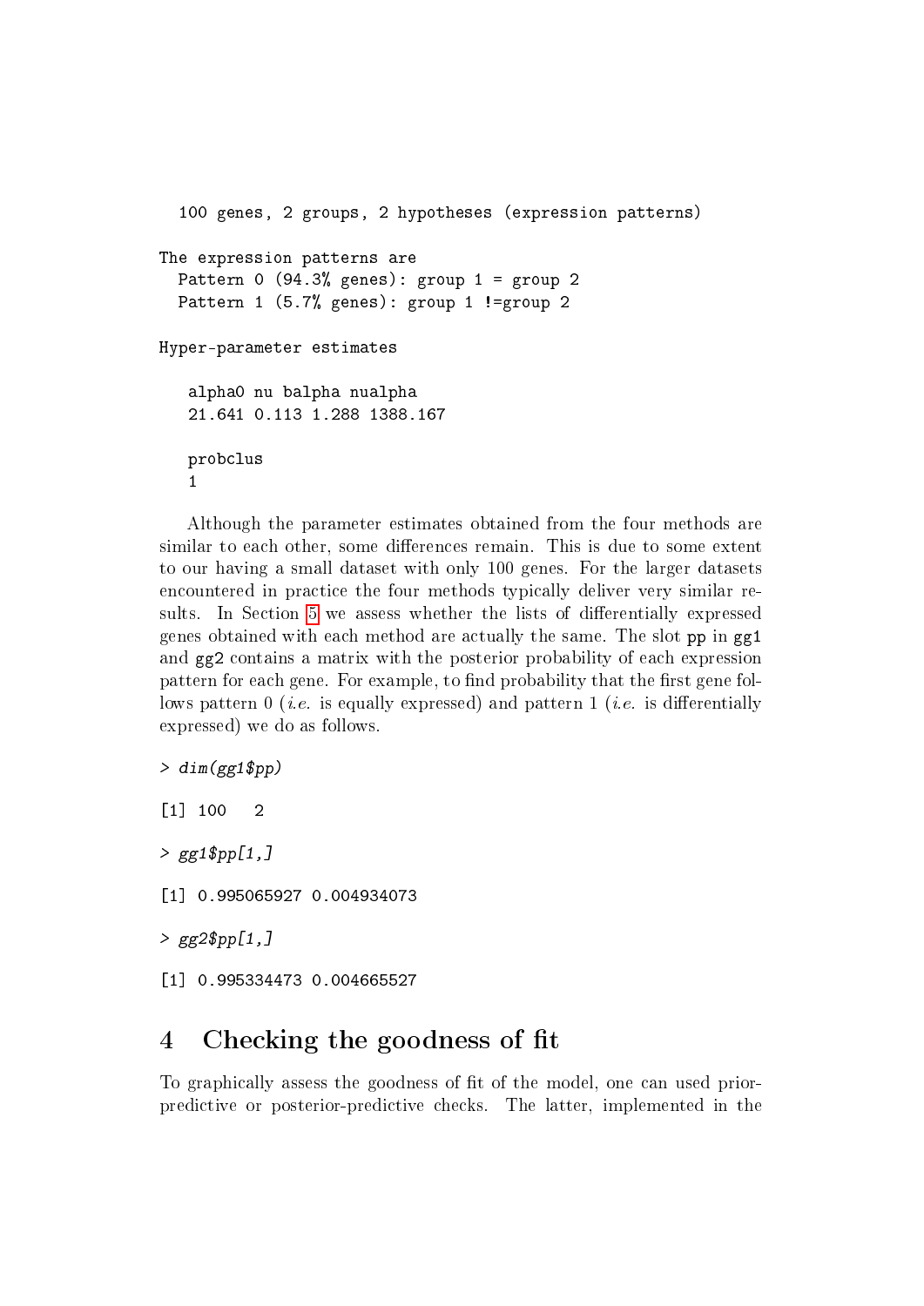```
100 genes, 2 groups, 2 hypotheses (expression patterns)

The expression patterns are
  Pattern 0 (94.3% genes): group 1 = group 2
  Pattern 1 (5.7% genes): group 1 !=group 2

Hyper-parameter estimates

   alpha0 nu balpha nualpha
   21.641 0.113 1.288 1388.167

   probclus
   1
```

Although the parameter estimates obtained from the four methods are similar to each other, some differences remain. This is due to some extent to our having a small dataset with only 100 genes. For the larger datasets encountered in practice the four methods typically deliver very similar results. In Section 5 we assess whether the lists of differentially expressed genes obtained with each method are actually the same. The slot pp in gg1 and gg2 contains a matrix with the posterior probability of each expression pattern for each gene. For example, to find probability that the first gene follows pattern 0 (*i.e.* is equally expressed) and pattern 1 (*i.e.* is differentially expressed) we do as follows.

```
> dim(gg1$pp)

[1] 100   2

> gg1$pp[1,]

[1] 0.995065927 0.004934073

> gg2$pp[1,]

[1] 0.995334473 0.004665527
```

## 4 Checking the goodness of fit

To graphically assess the goodness of fit of the model, one can used prior-predictive or posterior-predictive checks. The latter, implemented in the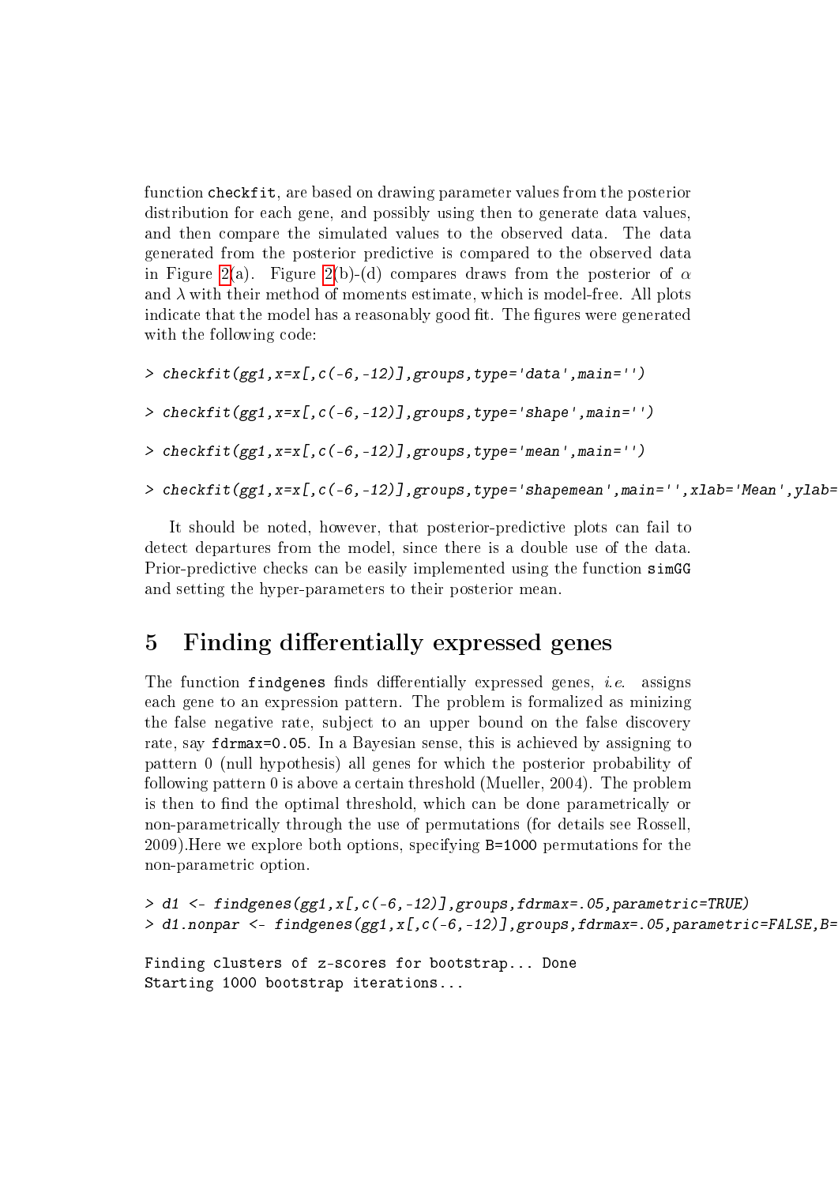function checkfit, are based on drawing parameter values from the posterior distribution for each gene, and possibly using then to generate data values, and then compare the simulated values to the observed data. The data generated from the posterior predictive is compared to the observed data in Figure 2(a). Figure 2(b)-(d) compares draws from the posterior of $\alpha$ and $\lambda$ with their method of moments estimate, which is model-free. All plots indicate that the model has a reasonably good fit. The figures were generated with the following code:

```
> checkfit(gg1,x=x[,c(-6,-12)],groups,type='data',main='')

> checkfit(gg1,x=x[,c(-6,-12)],groups,type='shape',main='')

> checkfit(gg1,x=x[,c(-6,-12)],groups,type='mean',main='')

> checkfit(gg1,x=x[,c(-6,-12)],groups,type='shapemean',main='',xlab='Mean',ylab=
```

It should be noted, however, that posterior-predictive plots can fail to detect departures from the model, since there is a double use of the data. Prior-predictive checks can be easily implemented using the function simGG and setting the hyper-parameters to their posterior mean.

## 5 Finding differentially expressed genes

The function findgenes finds differentially expressed genes, *i.e.* assigns each gene to an expression pattern. The problem is formalized as minizing the false negative rate, subject to an upper bound on the false discovery rate, say fdrmax=0.05. In a Bayesian sense, this is achieved by assigning to pattern 0 (null hypothesis) all genes for which the posterior probability of following pattern 0 is above a certain threshold (Mueller, 2004). The problem is then to find the optimal threshold, which can be done parametrically or non-parametrically through the use of permutations (for details see Rossell, 2009).Here we explore both options, specifying B=1000 permutations for the non-parametric option.

```
> d1 <- findgenes(gg1,x[,c(-6,-12)],groups,fdrmax=.05,parametric=TRUE)
> d1.nonpar <- findgenes(gg1,x[,c(-6,-12)],groups,fdrmax=.05,parametric=FALSE,B=

Finding clusters of z-scores for bootstrap... Done
Starting 1000 bootstrap iterations...
```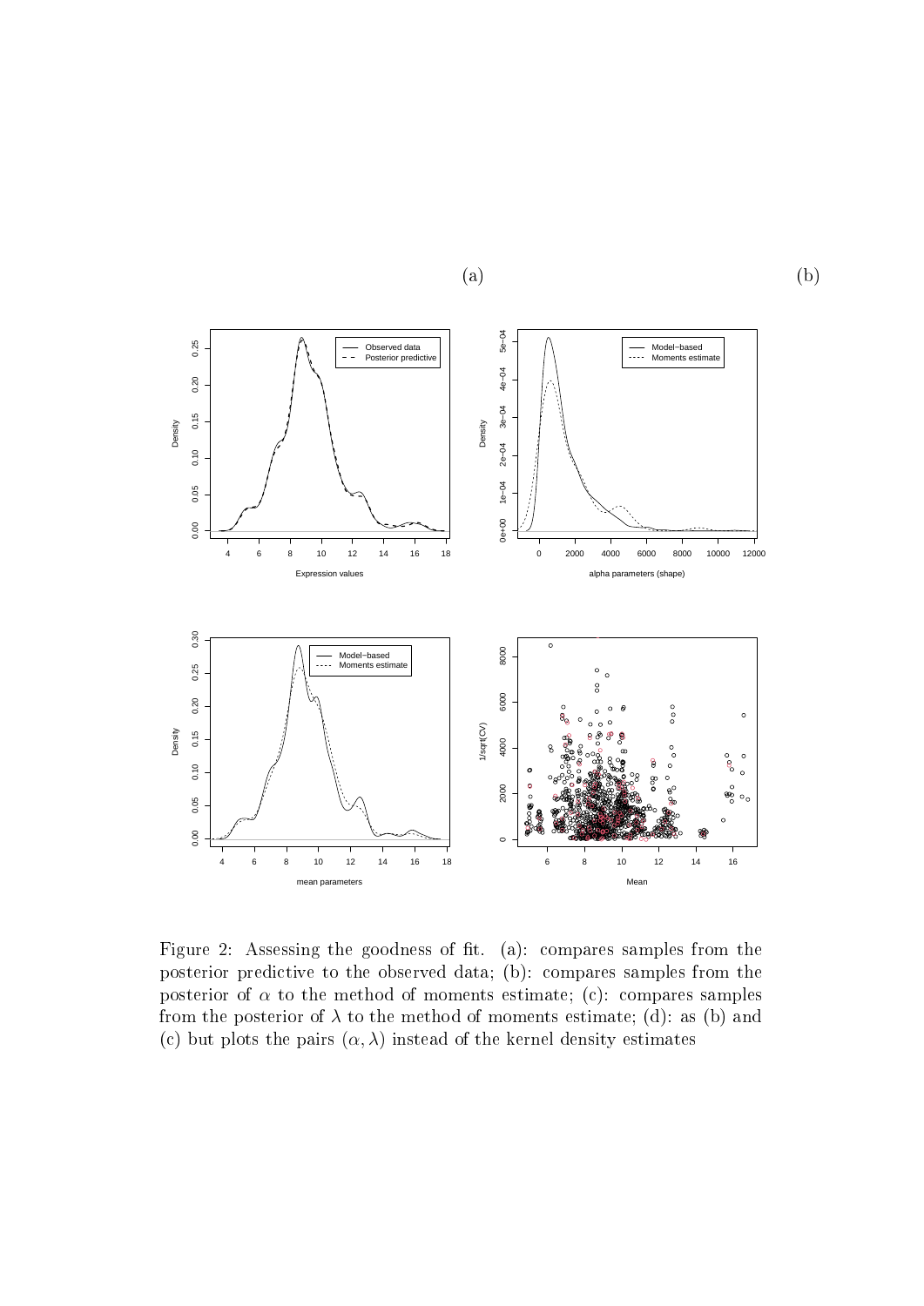(a)

(b)

Figure 2: Assessing the goodness of fit. (a): compares samples from the posterior predictive to the observed data; (b): compares samples from the posterior of $\alpha$ to the method of moments estimate; (c): compares samples from the posterior of $\lambda$ to the method of moments estimate; (d): as (b) and (c) but plots the pairs $(\alpha, \lambda)$ instead of the kernel density estimates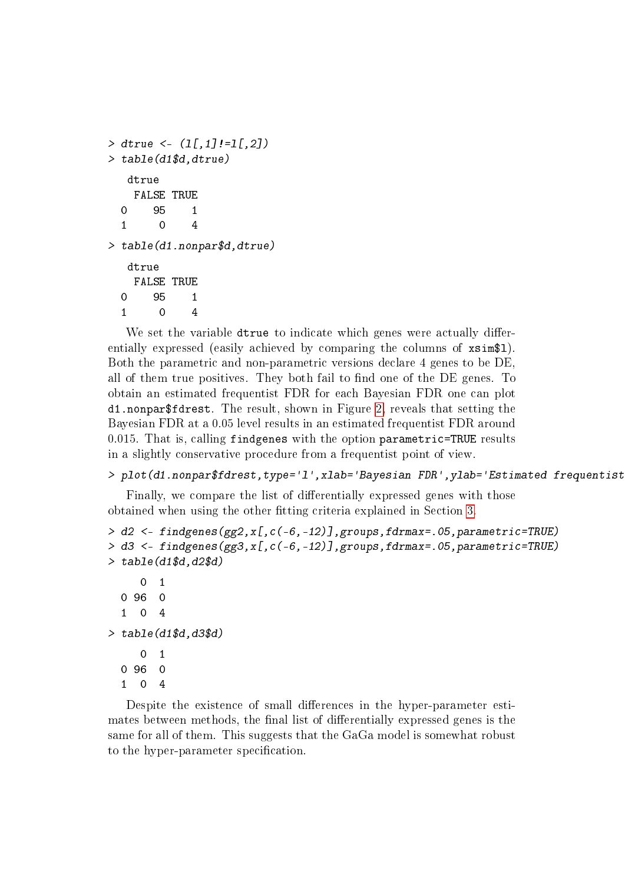```
> dtrue <- (l[,1]!=l[,2])
> table(d1$d,dtrue)

   dtrue
    FALSE TRUE
  0    95    1
  1     0    4

> table(d1.nonpar$d,dtrue)

   dtrue
    FALSE TRUE
  0    95    1
  1     0    4
```

We set the variable `dtrue` to indicate which genes were actually differentially expressed (easily achieved by comparing the columns of `xsim$l`). Both the parametric and non-parametric versions declare 4 genes to be DE, all of them true positives. They both fail to find one of the DE genes. To obtain an estimated frequentist FDR for each Bayesian FDR one can plot `d1.nonpar$fdrest`. The result, shown in Figure 2, reveals that setting the Bayesian FDR at a 0.05 level results in an estimated frequentist FDR around 0.015. That is, calling `findgenes` with the option `parametric=TRUE` results in a slightly conservative procedure from a frequentist point of view.

```
> plot(d1.nonpar$fdrest,type='l',xlab='Bayesian FDR',ylab='Estimated frequentist
```

Finally, we compare the list of differentially expressed genes with those obtained when using the other fitting criteria explained in Section 3.

```
> d2 <- findgenes(gg2,x[,c(-6,-12)],groups,fdrmax=.05,parametric=TRUE)
> d3 <- findgenes(gg3,x[,c(-6,-12)],groups,fdrmax=.05,parametric=TRUE)
> table(d1$d,d2$d)

     0  1
  0 96  0
  1  0  4

> table(d1$d,d3$d)

     0  1
  0 96  0
  1  0  4
```

Despite the existence of small differences in the hyper-parameter estimates between methods, the final list of differentially expressed genes is the same for all of them. This suggests that the GaGa model is somewhat robust to the hyper-parameter specification.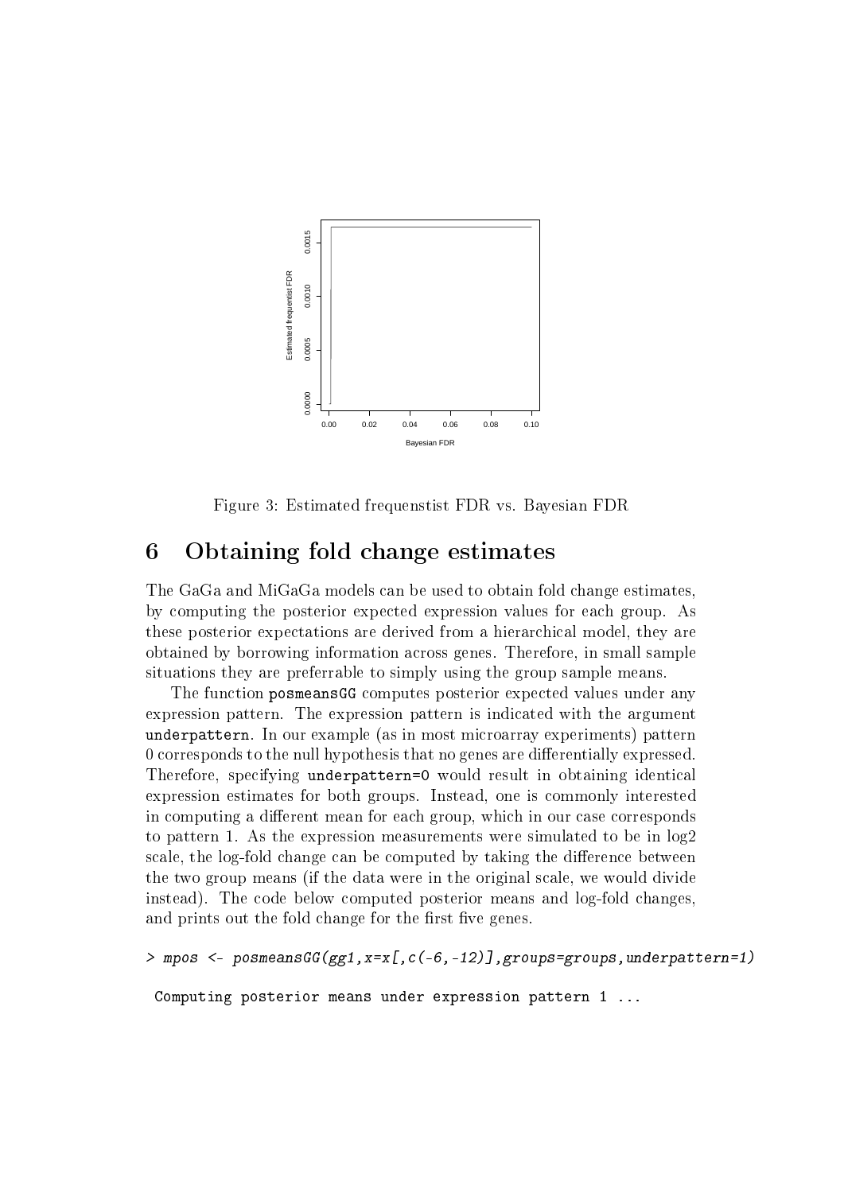Figure 3: Estimated frequenstist FDR vs. Bayesian FDR

## 6 Obtaining fold change estimates

The GaGa and MiGaGa models can be used to obtain fold change estimates, by computing the posterior expected expression values for each group. As these posterior expectations are derived from a hierarchical model, they are obtained by borrowing information across genes. Therefore, in small sample situations they are preferrable to simply using the group sample means.

The function `posmeansGG` computes posterior expected values under any expression pattern. The expression pattern is indicated with the argument `underpattern`. In our example (as in most microarray experiments) pattern 0 corresponds to the null hypothesis that no genes are differentially expressed. Therefore, specifying `underpattern=0` would result in obtaining identical expression estimates for both groups. Instead, one is commonly interested in computing a different mean for each group, which in our case corresponds to pattern 1. As the expression measurements were simulated to be in log2 scale, the log-fold change can be computed by taking the difference between the two group means (if the data were in the original scale, we would divide instead). The code below computed posterior means and log-fold changes, and prints out the fold change for the first five genes.

```
> mpos <- posmeansGG(gg1,x=x[,c(-6,-12)],groups=groups,underpattern=1)

 Computing posterior means under expression pattern 1 ...
```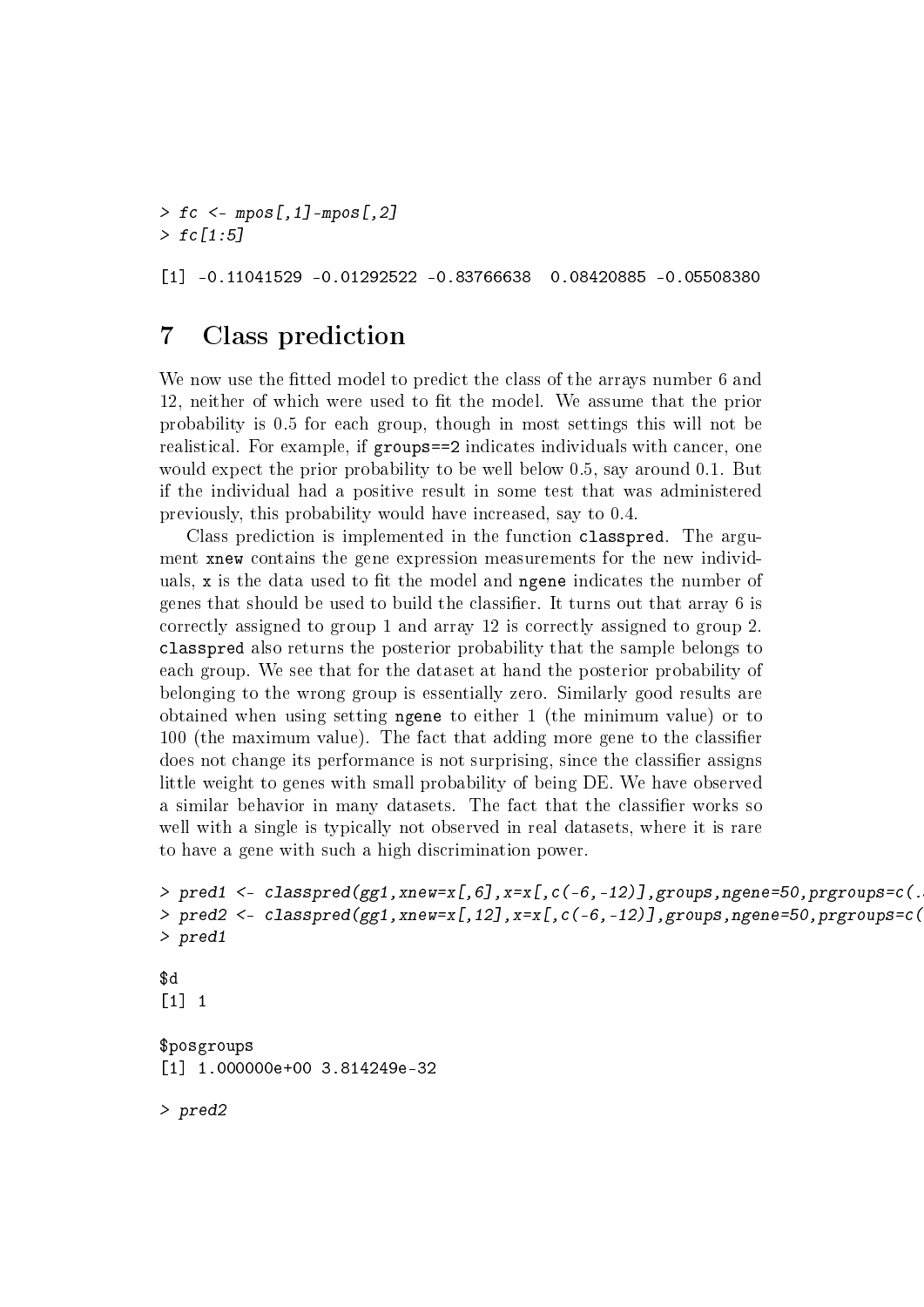```
> fc <- mpos[,1]-mpos[,2]
> fc[1:5]

[1] -0.11041529 -0.01292522 -0.83766638  0.08420885 -0.05508380
```

# 7 Class prediction

We now use the fitted model to predict the class of the arrays number 6 and 12, neither of which were used to fit the model. We assume that the prior probability is 0.5 for each group, though in most settings this will not be realistical. For example, if `groups==2` indicates individuals with cancer, one would expect the prior probability to be well below 0.5, say around 0.1. But if the individual had a positive result in some test that was administered previously, this probability would have increased, say to 0.4.

Class prediction is implemented in the function `classpred`. The argument `xnew` contains the gene expression measurements for the new individuals, `x` is the data used to fit the model and `ngene` indicates the number of genes that should be used to build the classifier. It turns out that array 6 is correctly assigned to group 1 and array 12 is correctly assigned to group 2. `classpred` also returns the posterior probability that the sample belongs to each group. We see that for the dataset at hand the posterior probability of belonging to the wrong group is essentially zero. Similarly good results are obtained when using setting `ngene` to either 1 (the minimum value) or to 100 (the maximum value). The fact that adding more gene to the classifier does not change its performance is not surprising, since the classifier assigns little weight to genes with small probability of being DE. We have observed a similar behavior in many datasets. The fact that the classifier works so well with a single is typically not observed in real datasets, where it is rare to have a gene with such a high discrimination power.

```
> pred1 <- classpred(gg1,xnew=x[,6],x=x[,c(-6,-12)],groups,ngene=50,prgroups=c(.
> pred2 <- classpred(gg1,xnew=x[,12],x=x[,c(-6,-12)],groups,ngene=50,prgroups=c(
> pred1

$d
[1] 1

$posgroups
[1] 1.000000e+00 3.814249e-32

> pred2
```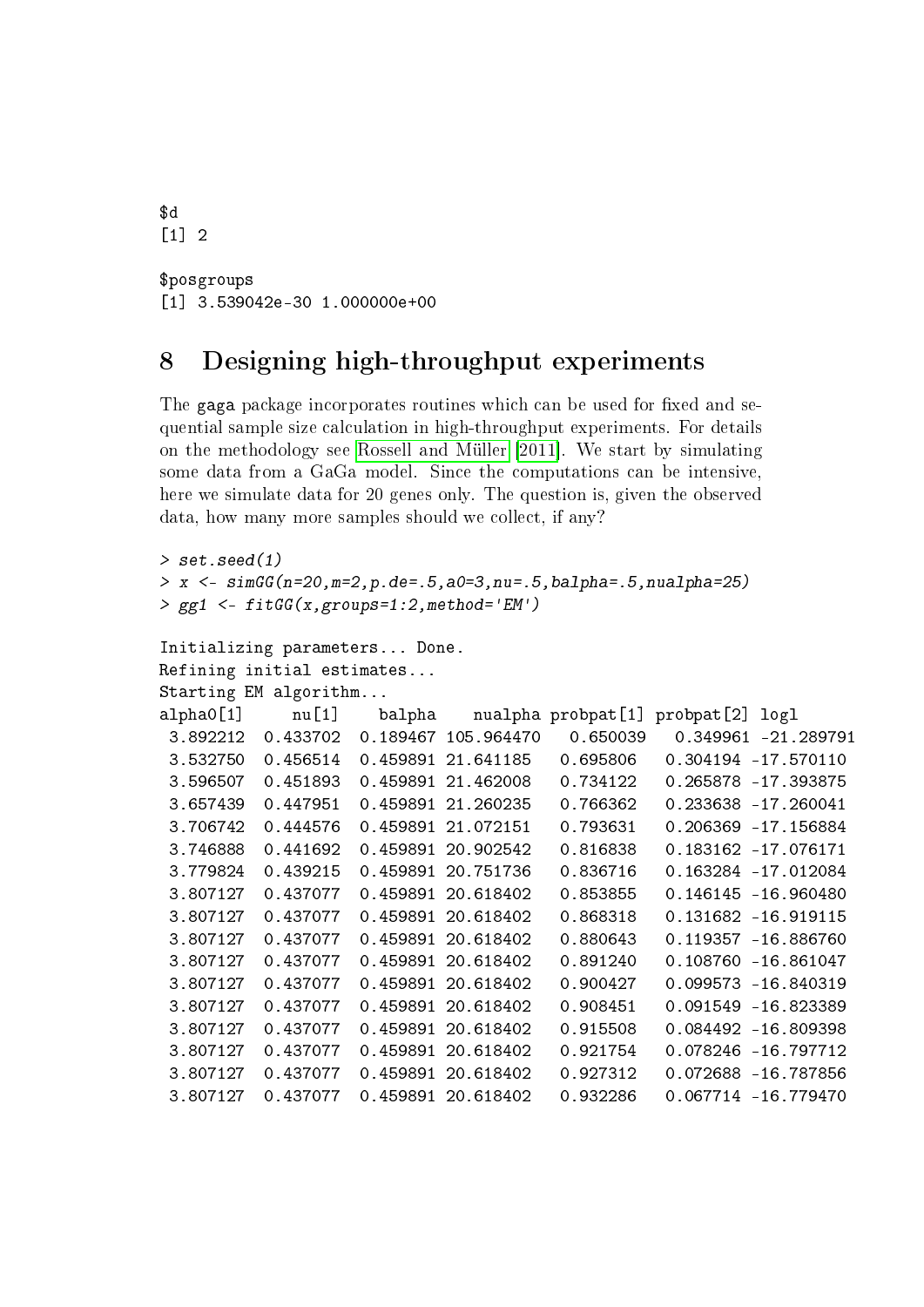```
$d
[1] 2

$posgroups
[1] 3.539042e-30 1.000000e+00
```

## 8 Designing high-throughput experiments

The gaga package incorporates routines which can be used for fixed and sequential sample size calculation in high-throughput experiments. For details on the methodology see Rossell and Müller [2011]. We start by simulating some data from a GaGa model. Since the computations can be intensive, here we simulate data for 20 genes only. The question is, given the observed data, how many more samples should we collect, if any?

```
> set.seed(1)
> x <- simGG(n=20,m=2,p.de=.5,a0=3,nu=.5,balpha=.5,nualpha=25)
> gg1 <- fitGG(x,groups=1:2,method='EM')

Initializing parameters... Done.
Refining initial estimates...
Starting EM algorithm...
alpha0[1]     nu[1]    balpha    nualpha probpat[1] probpat[2] logl
 3.892212  0.433702  0.189467 105.964470   0.650039   0.349961 -21.289791
 3.532750  0.456514  0.459891  21.641185   0.695806   0.304194 -17.570110
 3.596507  0.451893  0.459891  21.462008   0.734122   0.265878 -17.393875
 3.657439  0.447951  0.459891  21.260235   0.766362   0.233638 -17.260041
 3.706742  0.444576  0.459891  21.072151   0.793631   0.206369 -17.156884
 3.746888  0.441692  0.459891  20.902542   0.816838   0.183162 -17.076171
 3.779824  0.439215  0.459891  20.751736   0.836716   0.163284 -17.012084
 3.807127  0.437077  0.459891  20.618402   0.853855   0.146145 -16.960480
 3.807127  0.437077  0.459891  20.618402   0.868318   0.131682 -16.919115
 3.807127  0.437077  0.459891  20.618402   0.880643   0.119357 -16.886760
 3.807127  0.437077  0.459891  20.618402   0.891240   0.108760 -16.861047
 3.807127  0.437077  0.459891  20.618402   0.900427   0.099573 -16.840319
 3.807127  0.437077  0.459891  20.618402   0.908451   0.091549 -16.823389
 3.807127  0.437077  0.459891  20.618402   0.915508   0.084492 -16.809398
 3.807127  0.437077  0.459891  20.618402   0.921754   0.078246 -16.797712
 3.807127  0.437077  0.459891  20.618402   0.927312   0.072688 -16.787856
 3.807127  0.437077  0.459891  20.618402   0.932286   0.067714 -16.779470
```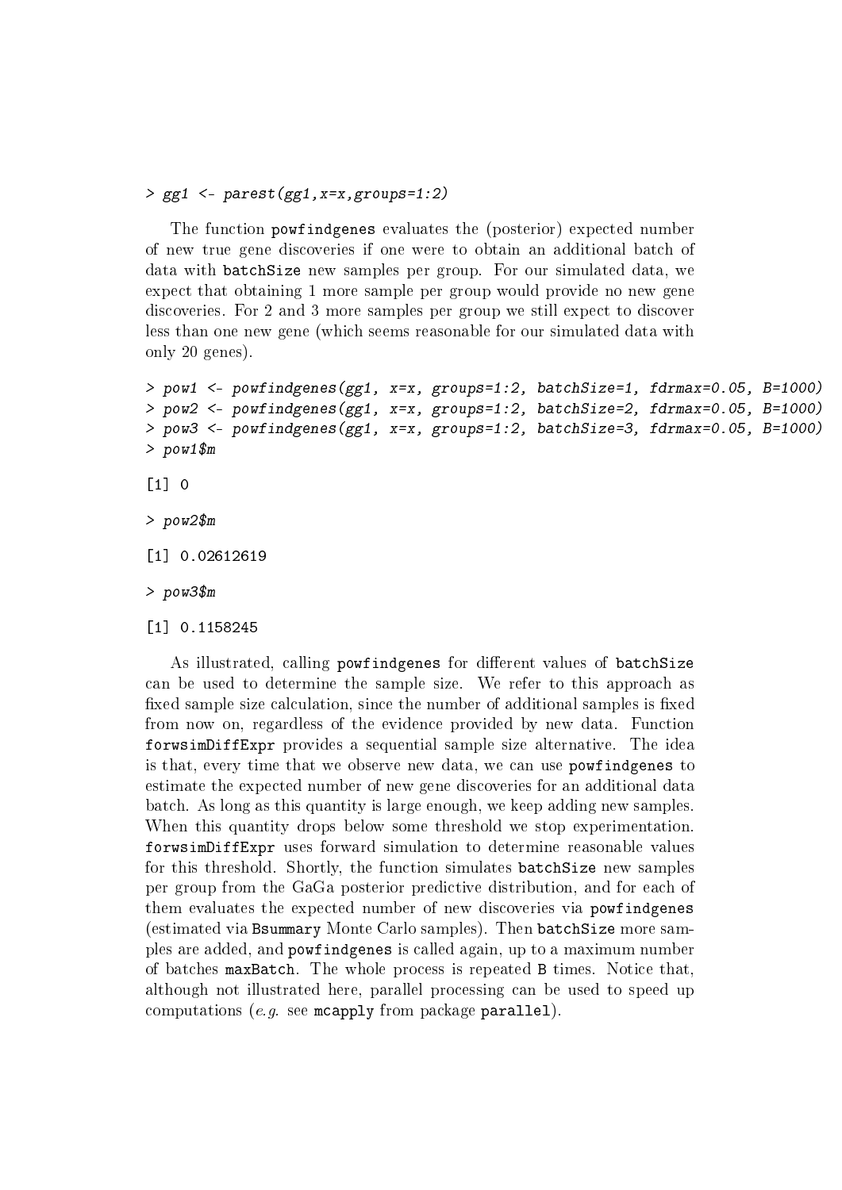```
> gg1 <- parest(gg1,x=x,groups=1:2)
```

The function `powfindgenes` evaluates the (posterior) expected number of new true gene discoveries if one were to obtain an additional batch of data with `batchSize` new samples per group. For our simulated data, we expect that obtaining 1 more sample per group would provide no new gene discoveries. For 2 and 3 more samples per group we still expect to discover less than one new gene (which seems reasonable for our simulated data with only 20 genes).

```
> pow1 <- powfindgenes(gg1, x=x, groups=1:2, batchSize=1, fdrmax=0.05, B=1000)
> pow2 <- powfindgenes(gg1, x=x, groups=1:2, batchSize=2, fdrmax=0.05, B=1000)
> pow3 <- powfindgenes(gg1, x=x, groups=1:2, batchSize=3, fdrmax=0.05, B=1000)
> pow1$m

[1] 0

> pow2$m

[1] 0.02612619

> pow3$m

[1] 0.1158245
```

As illustrated, calling `powfindgenes` for different values of `batchSize` can be used to determine the sample size. We refer to this approach as fixed sample size calculation, since the number of additional samples is fixed from now on, regardless of the evidence provided by new data. Function `forwsimDiffExpr` provides a sequential sample size alternative. The idea is that, every time that we observe new data, we can use `powfindgenes` to estimate the expected number of new gene discoveries for an additional data batch. As long as this quantity is large enough, we keep adding new samples. When this quantity drops below some threshold we stop experimentation. `forwsimDiffExpr` uses forward simulation to determine reasonable values for this threshold. Shortly, the function simulates `batchSize` new samples per group from the GaGa posterior predictive distribution, and for each of them evaluates the expected number of new discoveries via `powfindgenes` (estimated via `Bsummary` Monte Carlo samples). Then `batchSize` more samples are added, and `powfindgenes` is called again, up to a maximum number of batches `maxBatch`. The whole process is repeated `B` times. Notice that, although not illustrated here, parallel processing can be used to speed up computations (*e.g.* see `mcapply` from package `parallel`).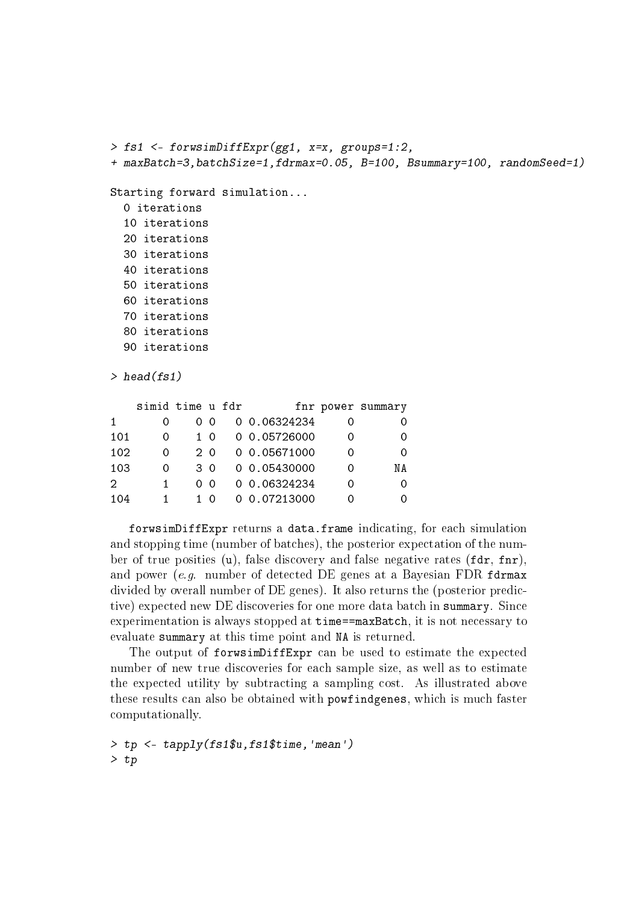```
> fs1 <- forwsimDiffExpr(gg1, x=x, groups=1:2,
+ maxBatch=3,batchSize=1,fdrmax=0.05, B=100, Bsummary=100, randomSeed=1)

Starting forward simulation...
  0 iterations
  10 iterations
  20 iterations
  30 iterations
  40 iterations
  50 iterations
  60 iterations
  70 iterations
  80 iterations
  90 iterations

> head(fs1)

    simid time u fdr        fnr power summary
1       0    0 0   0 0.06324234     0       0
101     0    1 0   0 0.05726000     0       0
102     0    2 0   0 0.05671000     0       0
103     0    3 0   0 0.05430000     0      NA
2       1    0 0   0 0.06324234     0       0
104     1    1 0   0 0.07213000     0       0
```

`forwsimDiffExpr` returns a `data.frame` indicating, for each simulation and stopping time (number of batches), the posterior expectation of the number of true posities (`u`), false discovery and false negative rates (`fdr`, `fnr`), and power (*e.g.* number of detected DE genes at a Bayesian FDR `fdrmax` divided by overall number of DE genes). It also returns the (posterior predictive) expected new DE discoveries for one more data batch in `summary`. Since experimentation is always stopped at `time==maxBatch`, it is not necessary to evaluate `summary` at this time point and `NA` is returned.

The output of `forwsimDiffExpr` can be used to estimate the expected number of new true discoveries for each sample size, as well as to estimate the expected utility by subtracting a sampling cost. As illustrated above these results can also be obtained with `powfindgenes`, which is much faster computationally.

```
> tp <- tapply(fs1$u,fs1$time,'mean')
> tp
```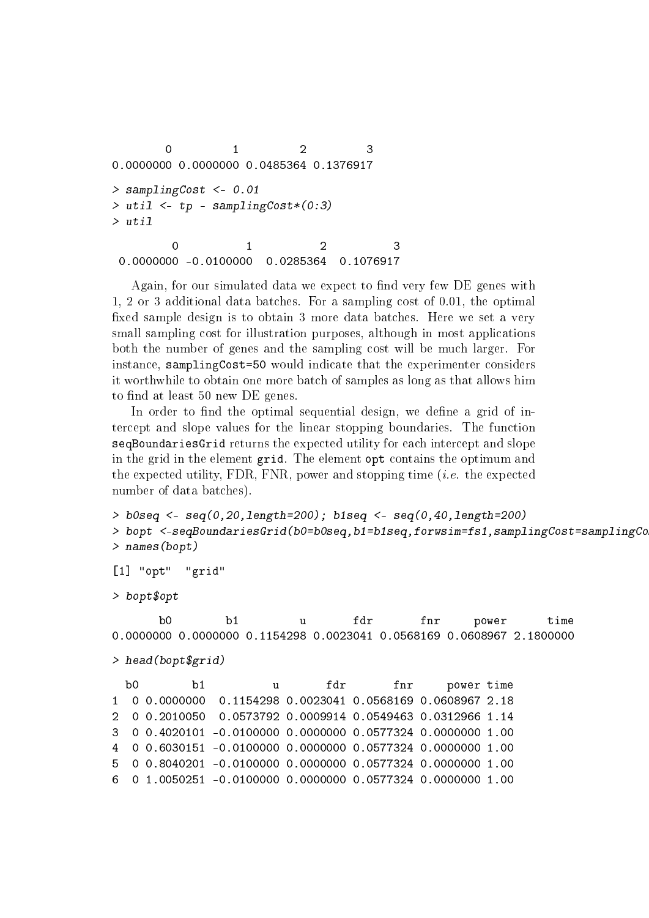```
        0         1         2         3 
0.0000000 0.0000000 0.0485364 0.1376917 
```

```
> samplingCost <- 0.01
> util <- tp - samplingCost*(0:3)
> util
```

```
         0          1          2          3 
 0.0000000 -0.0100000  0.0285364  0.1076917 
```

Again, for our simulated data we expect to find very few DE genes with 1, 2 or 3 additional data batches. For a sampling cost of 0.01, the optimal fixed sample design is to obtain 3 more data batches. Here we set a very small sampling cost for illustration purposes, although in most applications both the number of genes and the sampling cost will be much larger. For instance, samplingCost=50 would indicate that the experimenter considers it worthwhile to obtain one more batch of samples as long as that allows him to find at least 50 new DE genes.

In order to find the optimal sequential design, we define a grid of intercept and slope values for the linear stopping boundaries. The function seqBoundariesGrid returns the expected utility for each intercept and slope in the grid in the element grid. The element opt contains the optimum and the expected utility, FDR, FNR, power and stopping time (*i.e.* the expected number of data batches).

```
> b0seq <- seq(0,20,length=200); b1seq <- seq(0,40,length=200)
> bopt <-seqBoundariesGrid(b0=b0seq,b1=b1seq,forwsim=fs1,samplingCost=samplingCo
> names(bopt)
```

```
[1] "opt"  "grid"
```

```
> bopt$opt
```

```
       b0        b1         u       fdr       fnr     power      time 
0.0000000 0.0000000 0.1154298 0.0023041 0.0568169 0.0608967 2.1800000 
```

```
> head(bopt$grid)
```

```
  b0        b1          u       fdr       fnr     power time
1  0 0.0000000  0.1154298 0.0023041 0.0568169 0.0608967 2.18
2  0 0.2010050  0.0573792 0.0009914 0.0549463 0.0312966 1.14
3  0 0.4020101 -0.0100000 0.0000000 0.0577324 0.0000000 1.00
4  0 0.6030151 -0.0100000 0.0000000 0.0577324 0.0000000 1.00
5  0 0.8040201 -0.0100000 0.0000000 0.0577324 0.0000000 1.00
6  0 1.0050251 -0.0100000 0.0000000 0.0577324 0.0000000 1.00
```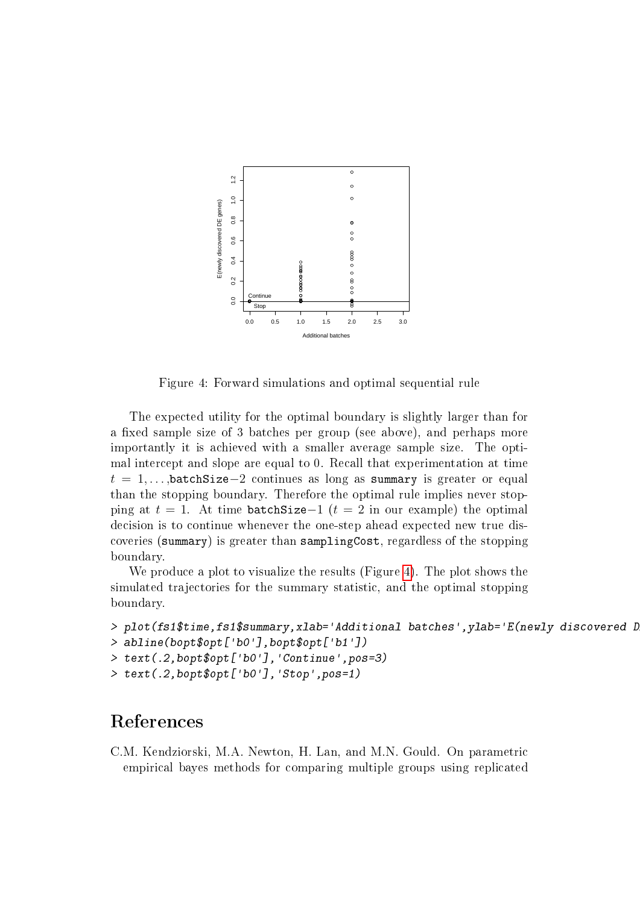Figure 4: Forward simulations and optimal sequential rule

The expected utility for the optimal boundary is slightly larger than for a fixed sample size of 3 batches per group (see above), and perhaps more importantly it is achieved with a smaller average sample size. The optimal intercept and slope are equal to 0. Recall that experimentation at time $t = 1, \ldots,$ batchSize$-2$ continues as long as `summary` is greater or equal than the stopping boundary. Therefore the optimal rule implies never stopping at $t = 1$. At time batchSize$-1$ ($t = 2$ in our example) the optimal decision is to continue whenever the one-step ahead expected new true discoveries (`summary`) is greater than `samplingCost`, regardless of the stopping boundary.

We produce a plot to visualize the results (Figure 4). The plot shows the simulated trajectories for the summary statistic, and the optimal stopping boundary.

```
> plot(fs1$time,fs1$summary,xlab='Additional batches',ylab='E(newly discovered D
> abline(bopt$opt['b0'],bopt$opt['b1'])
> text(.2,bopt$opt['b0'],'Continue',pos=3)
> text(.2,bopt$opt['b0'],'Stop',pos=1)
```

# References

C.M. Kendziorski, M.A. Newton, H. Lan, and M.N. Gould. On parametric empirical bayes methods for comparing multiple groups using replicated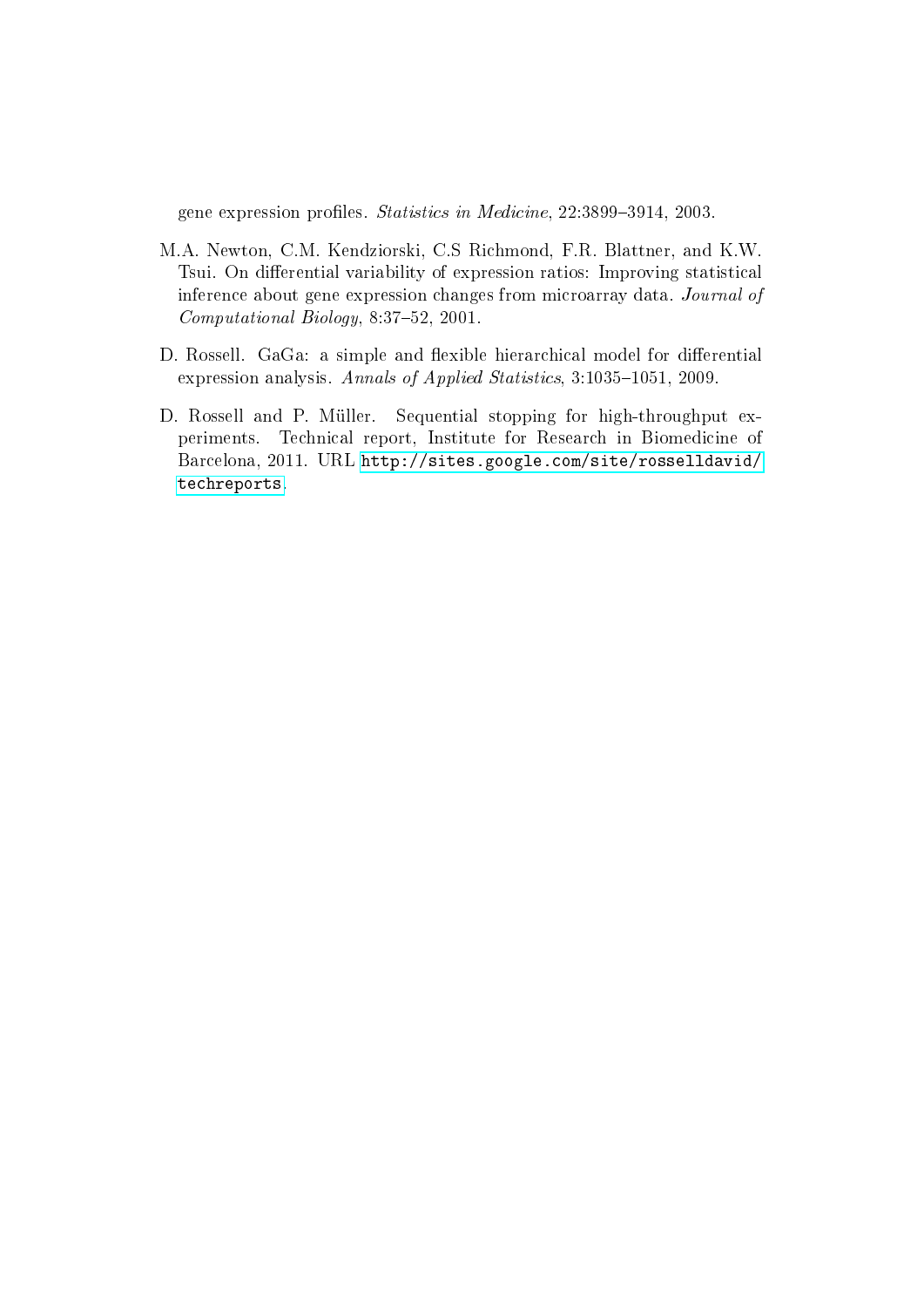gene expression profiles. *Statistics in Medicine*, 22:3899–3914, 2003.

M.A. Newton, C.M. Kendziorski, C.S Richmond, F.R. Blattner, and K.W. Tsui. On differential variability of expression ratios: Improving statistical inference about gene expression changes from microarray data. *Journal of Computational Biology*, 8:37–52, 2001.

D. Rossell. GaGa: a simple and flexible hierarchical model for differential expression analysis. *Annals of Applied Statistics*, 3:1035–1051, 2009.

D. Rossell and P. Müller. Sequential stopping for high-throughput experiments. Technical report, Institute for Research in Biomedicine of Barcelona, 2011. URL http://sites.google.com/site/rosselldavid/techreports.